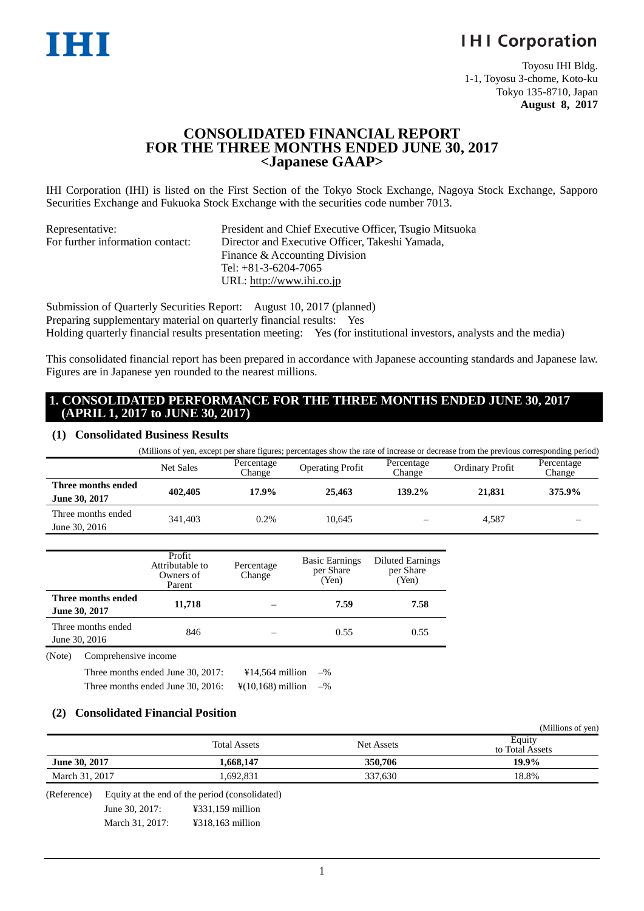**IHI** **IHI Corporation**

Toyosu IHI Bldg.
1-1, Toyosu 3-chome, Koto-ku
Tokyo 135-8710, Japan
**August 8, 2017**

# CONSOLIDATED FINANCIAL REPORT FOR THE THREE MONTHS ENDED JUNE 30, 2017 <Japanese GAAP>

IHI Corporation (IHI) is listed on the First Section of the Tokyo Stock Exchange, Nagoya Stock Exchange, Sapporo Securities Exchange and Fukuoka Stock Exchange with the securities code number 7013.

Representative: President and Chief Executive Officer, Tsugio Mitsuoka
For further information contact: Director and Executive Officer, Takeshi Yamada, Finance & Accounting Division
Tel: +81-3-6204-7065
URL: http://www.ihi.co.jp

Submission of Quarterly Securities Report: August 10, 2017 (planned)
Preparing supplementary material on quarterly financial results: Yes
Holding quarterly financial results presentation meeting: Yes (for institutional investors, analysts and the media)

This consolidated financial report has been prepared in accordance with Japanese accounting standards and Japanese law. Figures are in Japanese yen rounded to the nearest millions.

## 1. CONSOLIDATED PERFORMANCE FOR THE THREE MONTHS ENDED JUNE 30, 2017 (APRIL 1, 2017 to JUNE 30, 2017)

### (1) Consolidated Business Results

(Millions of yen, except per share figures; percentages show the rate of increase or decrease from the previous corresponding period)

| | Net Sales | Percentage Change | Operating Profit | Percentage Change | Ordinary Profit | Percentage Change |
|---|---|---|---|---|---|---|
| **Three months ended June 30, 2017** | **402,405** | **17.9%** | **25,463** | **139.2%** | **21,831** | **375.9%** |
| Three months ended June 30, 2016 | 341,403 | 0.2% | 10,645 | – | 4,587 | – |

| | Profit Attributable to Owners of Parent | Percentage Change | Basic Earnings per Share (Yen) | Diluted Earnings per Share (Yen) |
|---|---|---|---|---|
| **Three months ended June 30, 2017** | **11,718** | **–** | **7.59** | **7.58** |
| Three months ended June 30, 2016 | 846 | – | 0.55 | 0.55 |

(Note) Comprehensive income

Three months ended June 30, 2017: ¥14,564 million –%
Three months ended June 30, 2016: ¥(10,168) million –%

### (2) Consolidated Financial Position

(Millions of yen)

| | Total Assets | Net Assets | Equity to Total Assets |
|---|---|---|---|
| **June 30, 2017** | **1,668,147** | **350,706** | **19.9%** |
| March 31, 2017 | 1,692,831 | 337,630 | 18.8% |

(Reference) Equity at the end of the period (consolidated)

June 30, 2017: ¥331,159 million
March 31, 2017: ¥318,163 million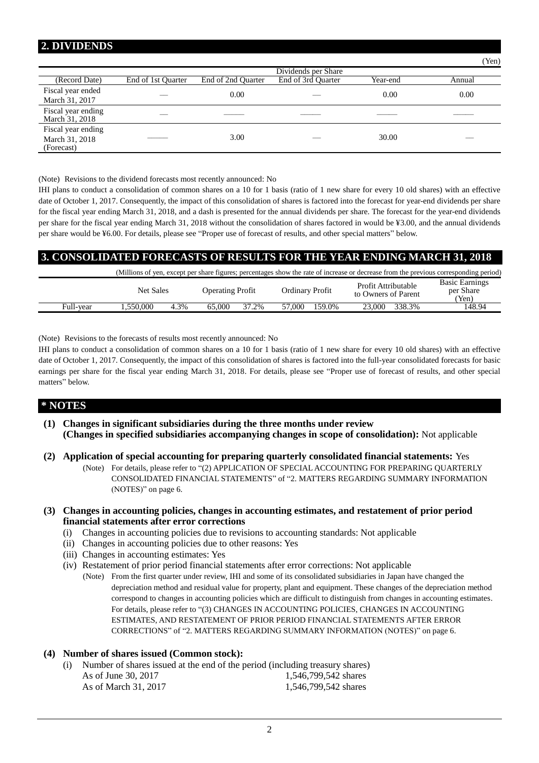## 2. DIVIDENDS

(Yen)

| (Record Date) | Dividends per Share | | | | |
|---|---|---|---|---|---|
| | End of 1st Quarter | End of 2nd Quarter | End of 3rd Quarter | Year-end | Annual |
| Fiscal year ended March 31, 2017 | — | 0.00 | — | 0.00 | 0.00 |
| Fiscal year ending March 31, 2018 | — | —— | —— | —— | —— |
| Fiscal year ending March 31, 2018 (Forecast) | —— | 3.00 | — | 30.00 | — |

(Note) Revisions to the dividend forecasts most recently announced: No

IHI plans to conduct a consolidation of common shares on a 10 for 1 basis (ratio of 1 new share for every 10 old shares) with an effective date of October 1, 2017. Consequently, the impact of this consolidation of shares is factored into the forecast for year-end dividends per share for the fiscal year ending March 31, 2018, and a dash is presented for the annual dividends per share. The forecast for the year-end dividends per share for the fiscal year ending March 31, 2018 without the consolidation of shares factored in would be ¥3.00, and the annual dividends per share would be ¥6.00. For details, please see "Proper use of forecast of results, and other special matters" below.

## 3. CONSOLIDATED FORECASTS OF RESULTS FOR THE YEAR ENDING MARCH 31, 2018

(Millions of yen, except per share figures; percentages show the rate of increase or decrease from the previous corresponding period)

| | Net Sales | | Operating Profit | | Ordinary Profit | | Profit Attributable to Owners of Parent | | Basic Earnings per Share (Yen) |
|---|---|---|---|---|---|---|---|---|---|
| Full-year | 1,550,000 | 4.3% | 65,000 | 37.2% | 57,000 | 159.0% | 23,000 | 338.3% | 148.94 |

(Note) Revisions to the forecasts of results most recently announced: No

IHI plans to conduct a consolidation of common shares on a 10 for 1 basis (ratio of 1 new share for every 10 old shares) with an effective date of October 1, 2017. Consequently, the impact of this consolidation of shares is factored into the full-year consolidated forecasts for basic earnings per share for the fiscal year ending March 31, 2018. For details, please see "Proper use of forecast of results, and other special matters" below.

## * NOTES

**(1) Changes in significant subsidiaries during the three months under review (Changes in specified subsidiaries accompanying changes in scope of consolidation):** Not applicable

**(2) Application of special accounting for preparing quarterly consolidated financial statements:** Yes

(Note) For details, please refer to "(2) APPLICATION OF SPECIAL ACCOUNTING FOR PREPARING QUARTERLY CONSOLIDATED FINANCIAL STATEMENTS" of "2. MATTERS REGARDING SUMMARY INFORMATION (NOTES)" on page 6.

**(3) Changes in accounting policies, changes in accounting estimates, and restatement of prior period financial statements after error corrections**

(i) Changes in accounting policies due to revisions to accounting standards: Not applicable
(ii) Changes in accounting policies due to other reasons: Yes
(iii) Changes in accounting estimates: Yes
(iv) Restatement of prior period financial statements after error corrections: Not applicable

(Note) From the first quarter under review, IHI and some of its consolidated subsidiaries in Japan have changed the depreciation method and residual value for property, plant and equipment. These changes of the depreciation method correspond to changes in accounting policies which are difficult to distinguish from changes in accounting estimates. For details, please refer to "(3) CHANGES IN ACCOUNTING POLICIES, CHANGES IN ACCOUNTING ESTIMATES, AND RESTATEMENT OF PRIOR PERIOD FINANCIAL STATEMENTS AFTER ERROR CORRECTIONS" of "2. MATTERS REGARDING SUMMARY INFORMATION (NOTES)" on page 6.

**(4) Number of shares issued (Common stock):**

(i) Number of shares issued at the end of the period (including treasury shares)

| | |
|---|---|
| As of June 30, 2017 | 1,546,799,542 shares |
| As of March 31, 2017 | 1,546,799,542 shares |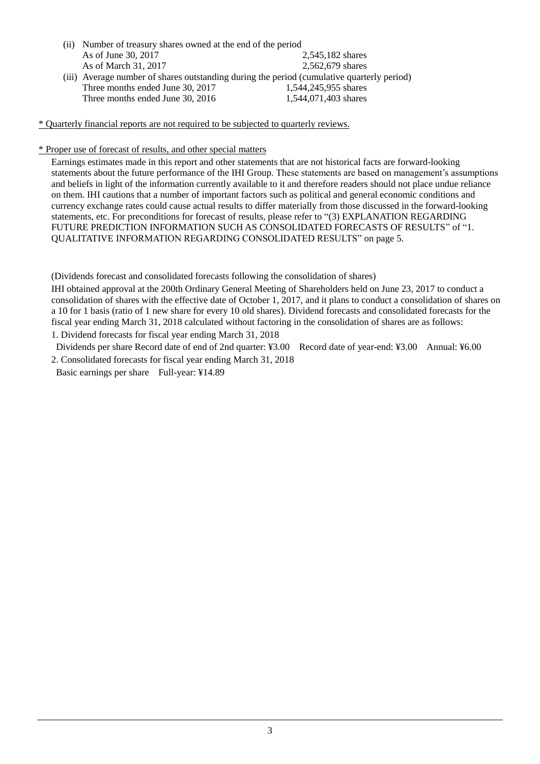(ii) Number of treasury shares owned at the end of the period

| | |
|---|---|
| As of June 30, 2017 | 2,545,182 shares |
| As of March 31, 2017 | 2,562,679 shares |

(iii) Average number of shares outstanding during the period (cumulative quarterly period)

| | |
|---|---|
| Three months ended June 30, 2017 | 1,544,245,955 shares |
| Three months ended June 30, 2016 | 1,544,071,403 shares |

\* Quarterly financial reports are not required to be subjected to quarterly reviews.

\* Proper use of forecast of results, and other special matters

Earnings estimates made in this report and other statements that are not historical facts are forward-looking statements about the future performance of the IHI Group. These statements are based on management's assumptions and beliefs in light of the information currently available to it and therefore readers should not place undue reliance on them. IHI cautions that a number of important factors such as political and general economic conditions and currency exchange rates could cause actual results to differ materially from those discussed in the forward-looking statements, etc. For preconditions for forecast of results, please refer to "(3) EXPLANATION REGARDING FUTURE PREDICTION INFORMATION SUCH AS CONSOLIDATED FORECASTS OF RESULTS" of "1. QUALITATIVE INFORMATION REGARDING CONSOLIDATED RESULTS" on page 5.

(Dividends forecast and consolidated forecasts following the consolidation of shares)

IHI obtained approval at the 200th Ordinary General Meeting of Shareholders held on June 23, 2017 to conduct a consolidation of shares with the effective date of October 1, 2017, and it plans to conduct a consolidation of shares on a 10 for 1 basis (ratio of 1 new share for every 10 old shares). Dividend forecasts and consolidated forecasts for the fiscal year ending March 31, 2018 calculated without factoring in the consolidation of shares are as follows:

1. Dividend forecasts for fiscal year ending March 31, 2018
   Dividends per share Record date of end of 2nd quarter: ¥3.00　Record date of year-end: ¥3.00　Annual: ¥6.00
2. Consolidated forecasts for fiscal year ending March 31, 2018
   Basic earnings per share　Full-year: ¥14.89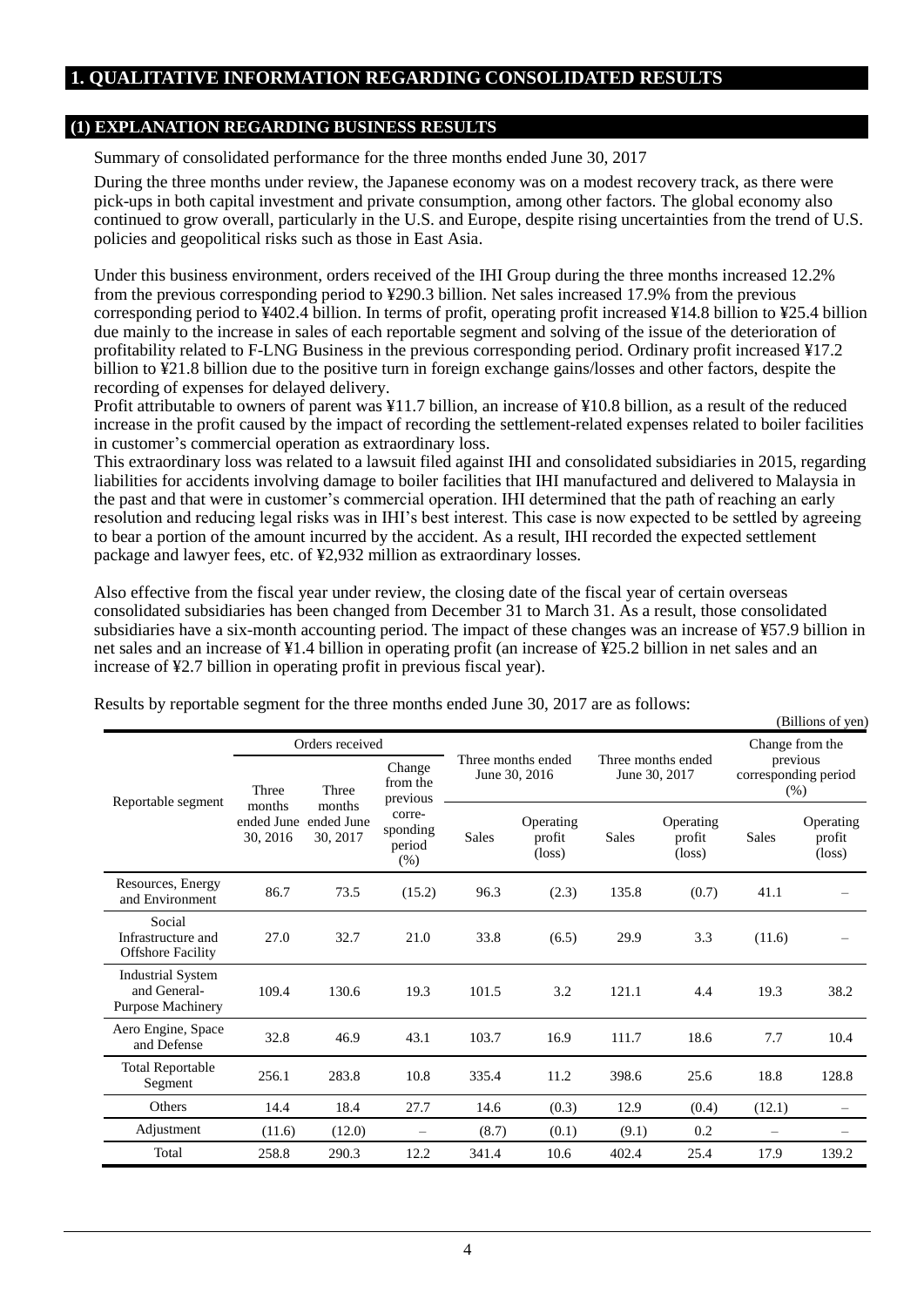# 1. QUALITATIVE INFORMATION REGARDING CONSOLIDATED RESULTS

## (1) EXPLANATION REGARDING BUSINESS RESULTS

Summary of consolidated performance for the three months ended June 30, 2017

During the three months under review, the Japanese economy was on a modest recovery track, as there were pick-ups in both capital investment and private consumption, among other factors. The global economy also continued to grow overall, particularly in the U.S. and Europe, despite rising uncertainties from the trend of U.S. policies and geopolitical risks such as those in East Asia.

Under this business environment, orders received of the IHI Group during the three months increased 12.2% from the previous corresponding period to ¥290.3 billion. Net sales increased 17.9% from the previous corresponding period to ¥402.4 billion. In terms of profit, operating profit increased ¥14.8 billion to ¥25.4 billion due mainly to the increase in sales of each reportable segment and solving of the issue of the deterioration of profitability related to F-LNG Business in the previous corresponding period. Ordinary profit increased ¥17.2 billion to ¥21.8 billion due to the positive turn in foreign exchange gains/losses and other factors, despite the recording of expenses for delayed delivery.

Profit attributable to owners of parent was ¥11.7 billion, an increase of ¥10.8 billion, as a result of the reduced increase in the profit caused by the impact of recording the settlement-related expenses related to boiler facilities in customer's commercial operation as extraordinary loss.

This extraordinary loss was related to a lawsuit filed against IHI and consolidated subsidiaries in 2015, regarding liabilities for accidents involving damage to boiler facilities that IHI manufactured and delivered to Malaysia in the past and that were in customer's commercial operation. IHI determined that the path of reaching an early resolution and reducing legal risks was in IHI's best interest. This case is now expected to be settled by agreeing to bear a portion of the amount incurred by the accident. As a result, IHI recorded the expected settlement package and lawyer fees, etc. of ¥2,932 million as extraordinary losses.

Also effective from the fiscal year under review, the closing date of the fiscal year of certain overseas consolidated subsidiaries has been changed from December 31 to March 31. As a result, those consolidated subsidiaries have a six-month accounting period. The impact of these changes was an increase of ¥57.9 billion in net sales and an increase of ¥1.4 billion in operating profit (an increase of ¥25.2 billion in net sales and an increase of ¥2.7 billion in operating profit in previous fiscal year).

Results by reportable segment for the three months ended June 30, 2017 are as follows:

(Billions of yen)

| Reportable segment | Orders received | | | Three months ended June 30, 2016 | | Three months ended June 30, 2017 | | Change from the previous corresponding period (%) | |
|---|---|---|---|---|---|---|---|---|---|
| | Three months ended June 30, 2016 | Three months ended June 30, 2017 | Change from the previous corresponding period (%) | Sales | Operating profit (loss) | Sales | Operating profit (loss) | Sales | Operating profit (loss) |
| Resources, Energy and Environment | 86.7 | 73.5 | (15.2) | 96.3 | (2.3) | 135.8 | (0.7) | 41.1 | – |
| Social Infrastructure and Offshore Facility | 27.0 | 32.7 | 21.0 | 33.8 | (6.5) | 29.9 | 3.3 | (11.6) | – |
| Industrial System and General-Purpose Machinery | 109.4 | 130.6 | 19.3 | 101.5 | 3.2 | 121.1 | 4.4 | 19.3 | 38.2 |
| Aero Engine, Space and Defense | 32.8 | 46.9 | 43.1 | 103.7 | 16.9 | 111.7 | 18.6 | 7.7 | 10.4 |
| Total Reportable Segment | 256.1 | 283.8 | 10.8 | 335.4 | 11.2 | 398.6 | 25.6 | 18.8 | 128.8 |
| Others | 14.4 | 18.4 | 27.7 | 14.6 | (0.3) | 12.9 | (0.4) | (12.1) | – |
| Adjustment | (11.6) | (12.0) | – | (8.7) | (0.1) | (9.1) | 0.2 | – | – |
| Total | 258.8 | 290.3 | 12.2 | 341.4 | 10.6 | 402.4 | 25.4 | 17.9 | 139.2 |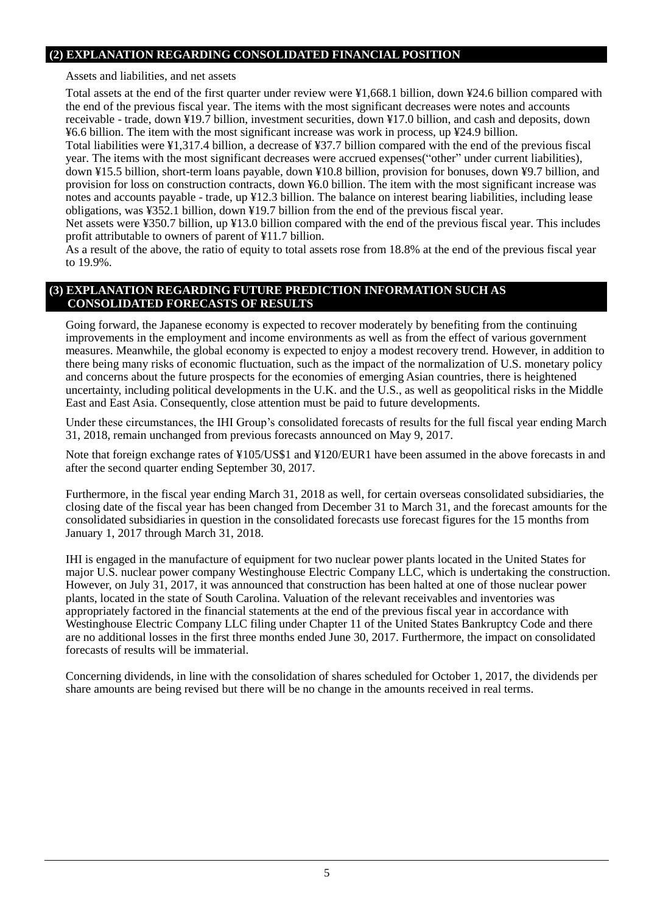## (2) EXPLANATION REGARDING CONSOLIDATED FINANCIAL POSITION

Assets and liabilities, and net assets

Total assets at the end of the first quarter under review were ¥1,668.1 billion, down ¥24.6 billion compared with the end of the previous fiscal year. The items with the most significant decreases were notes and accounts receivable - trade, down ¥19.7 billion, investment securities, down ¥17.0 billion, and cash and deposits, down ¥6.6 billion. The item with the most significant increase was work in process, up ¥24.9 billion.

Total liabilities were ¥1,317.4 billion, a decrease of ¥37.7 billion compared with the end of the previous fiscal year. The items with the most significant decreases were accrued expenses("other" under current liabilities), down ¥15.5 billion, short-term loans payable, down ¥10.8 billion, provision for bonuses, down ¥9.7 billion, and provision for loss on construction contracts, down ¥6.0 billion. The item with the most significant increase was notes and accounts payable - trade, up ¥12.3 billion. The balance on interest bearing liabilities, including lease obligations, was ¥352.1 billion, down ¥19.7 billion from the end of the previous fiscal year.

Net assets were ¥350.7 billion, up ¥13.0 billion compared with the end of the previous fiscal year. This includes profit attributable to owners of parent of ¥11.7 billion.

As a result of the above, the ratio of equity to total assets rose from 18.8% at the end of the previous fiscal year to 19.9%.

## (3) EXPLANATION REGARDING FUTURE PREDICTION INFORMATION SUCH AS CONSOLIDATED FORECASTS OF RESULTS

Going forward, the Japanese economy is expected to recover moderately by benefiting from the continuing improvements in the employment and income environments as well as from the effect of various government measures. Meanwhile, the global economy is expected to enjoy a modest recovery trend. However, in addition to there being many risks of economic fluctuation, such as the impact of the normalization of U.S. monetary policy and concerns about the future prospects for the economies of emerging Asian countries, there is heightened uncertainty, including political developments in the U.K. and the U.S., as well as geopolitical risks in the Middle East and East Asia. Consequently, close attention must be paid to future developments.

Under these circumstances, the IHI Group's consolidated forecasts of results for the full fiscal year ending March 31, 2018, remain unchanged from previous forecasts announced on May 9, 2017.

Note that foreign exchange rates of ¥105/US$1 and ¥120/EUR1 have been assumed in the above forecasts in and after the second quarter ending September 30, 2017.

Furthermore, in the fiscal year ending March 31, 2018 as well, for certain overseas consolidated subsidiaries, the closing date of the fiscal year has been changed from December 31 to March 31, and the forecast amounts for the consolidated subsidiaries in question in the consolidated forecasts use forecast figures for the 15 months from January 1, 2017 through March 31, 2018.

IHI is engaged in the manufacture of equipment for two nuclear power plants located in the United States for major U.S. nuclear power company Westinghouse Electric Company LLC, which is undertaking the construction. However, on July 31, 2017, it was announced that construction has been halted at one of those nuclear power plants, located in the state of South Carolina. Valuation of the relevant receivables and inventories was appropriately factored in the financial statements at the end of the previous fiscal year in accordance with Westinghouse Electric Company LLC filing under Chapter 11 of the United States Bankruptcy Code and there are no additional losses in the first three months ended June 30, 2017. Furthermore, the impact on consolidated forecasts of results will be immaterial.

Concerning dividends, in line with the consolidation of shares scheduled for October 1, 2017, the dividends per share amounts are being revised but there will be no change in the amounts received in real terms.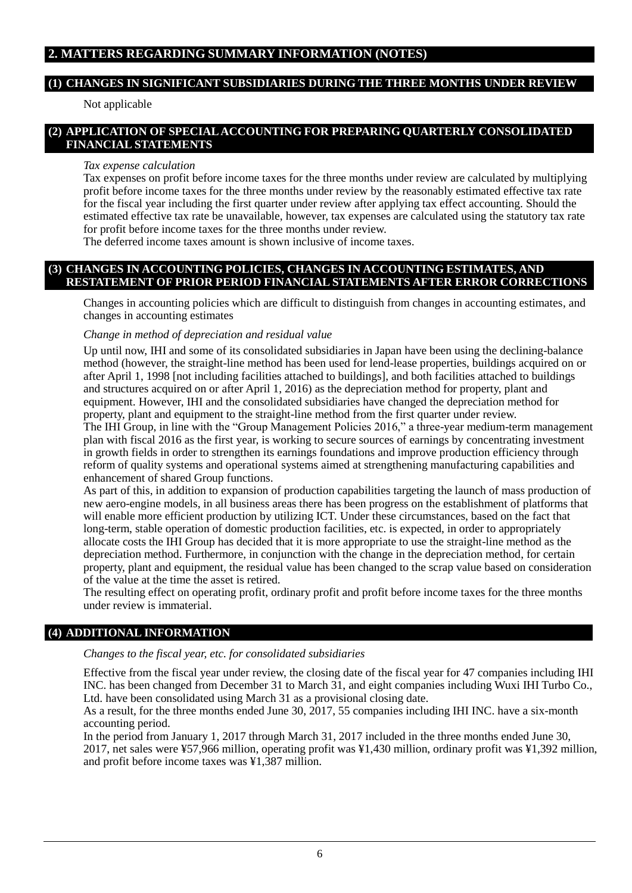## 2. MATTERS REGARDING SUMMARY INFORMATION (NOTES)

### (1) CHANGES IN SIGNIFICANT SUBSIDIARIES DURING THE THREE MONTHS UNDER REVIEW

Not applicable

### (2) APPLICATION OF SPECIAL ACCOUNTING FOR PREPARING QUARTERLY CONSOLIDATED FINANCIAL STATEMENTS

*Tax expense calculation*

Tax expenses on profit before income taxes for the three months under review are calculated by multiplying profit before income taxes for the three months under review by the reasonably estimated effective tax rate for the fiscal year including the first quarter under review after applying tax effect accounting. Should the estimated effective tax rate be unavailable, however, tax expenses are calculated using the statutory tax rate for profit before income taxes for the three months under review.
The deferred income taxes amount is shown inclusive of income taxes.

### (3) CHANGES IN ACCOUNTING POLICIES, CHANGES IN ACCOUNTING ESTIMATES, AND RESTATEMENT OF PRIOR PERIOD FINANCIAL STATEMENTS AFTER ERROR CORRECTIONS

Changes in accounting policies which are difficult to distinguish from changes in accounting estimates, and changes in accounting estimates

*Change in method of depreciation and residual value*

Up until now, IHI and some of its consolidated subsidiaries in Japan have been using the declining-balance method (however, the straight-line method has been used for lend-lease properties, buildings acquired on or after April 1, 1998 [not including facilities attached to buildings], and both facilities attached to buildings and structures acquired on or after April 1, 2016) as the depreciation method for property, plant and equipment. However, IHI and the consolidated subsidiaries have changed the depreciation method for property, plant and equipment to the straight-line method from the first quarter under review.
The IHI Group, in line with the "Group Management Policies 2016," a three-year medium-term management plan with fiscal 2016 as the first year, is working to secure sources of earnings by concentrating investment in growth fields in order to strengthen its earnings foundations and improve production efficiency through reform of quality systems and operational systems aimed at strengthening manufacturing capabilities and enhancement of shared Group functions.
As part of this, in addition to expansion of production capabilities targeting the launch of mass production of new aero-engine models, in all business areas there has been progress on the establishment of platforms that will enable more efficient production by utilizing ICT. Under these circumstances, based on the fact that long-term, stable operation of domestic production facilities, etc. is expected, in order to appropriately allocate costs the IHI Group has decided that it is more appropriate to use the straight-line method as the depreciation method. Furthermore, in conjunction with the change in the depreciation method, for certain property, plant and equipment, the residual value has been changed to the scrap value based on consideration of the value at the time the asset is retired.
The resulting effect on operating profit, ordinary profit and profit before income taxes for the three months under review is immaterial.

### (4) ADDITIONAL INFORMATION

*Changes to the fiscal year, etc. for consolidated subsidiaries*

Effective from the fiscal year under review, the closing date of the fiscal year for 47 companies including IHI INC. has been changed from December 31 to March 31, and eight companies including Wuxi IHI Turbo Co., Ltd. have been consolidated using March 31 as a provisional closing date.
As a result, for the three months ended June 30, 2017, 55 companies including IHI INC. have a six-month accounting period.
In the period from January 1, 2017 through March 31, 2017 included in the three months ended June 30, 2017, net sales were ¥57,966 million, operating profit was ¥1,430 million, ordinary profit was ¥1,392 million, and profit before income taxes was ¥1,387 million.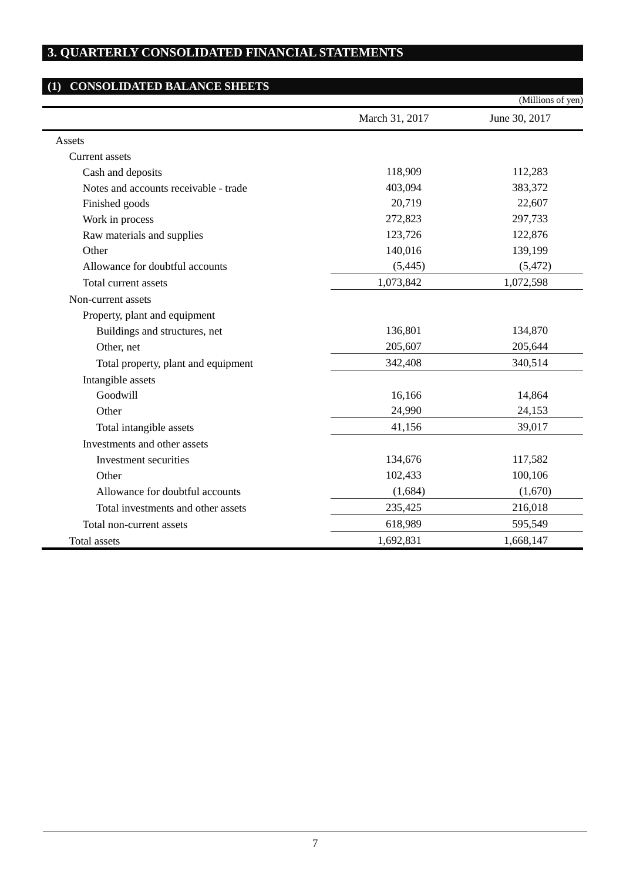## 3. QUARTERLY CONSOLIDATED FINANCIAL STATEMENTS

### (1) CONSOLIDATED BALANCE SHEETS

(Millions of yen)

| | March 31, 2017 | June 30, 2017 |
|---|---|---|
| Assets | | |
| Current assets | | |
| Cash and deposits | 118,909 | 112,283 |
| Notes and accounts receivable - trade | 403,094 | 383,372 |
| Finished goods | 20,719 | 22,607 |
| Work in process | 272,823 | 297,733 |
| Raw materials and supplies | 123,726 | 122,876 |
| Other | 140,016 | 139,199 |
| Allowance for doubtful accounts | (5,445) | (5,472) |
| Total current assets | 1,073,842 | 1,072,598 |
| Non-current assets | | |
| Property, plant and equipment | | |
| Buildings and structures, net | 136,801 | 134,870 |
| Other, net | 205,607 | 205,644 |
| Total property, plant and equipment | 342,408 | 340,514 |
| Intangible assets | | |
| Goodwill | 16,166 | 14,864 |
| Other | 24,990 | 24,153 |
| Total intangible assets | 41,156 | 39,017 |
| Investments and other assets | | |
| Investment securities | 134,676 | 117,582 |
| Other | 102,433 | 100,106 |
| Allowance for doubtful accounts | (1,684) | (1,670) |
| Total investments and other assets | 235,425 | 216,018 |
| Total non-current assets | 618,989 | 595,549 |
| Total assets | 1,692,831 | 1,668,147 |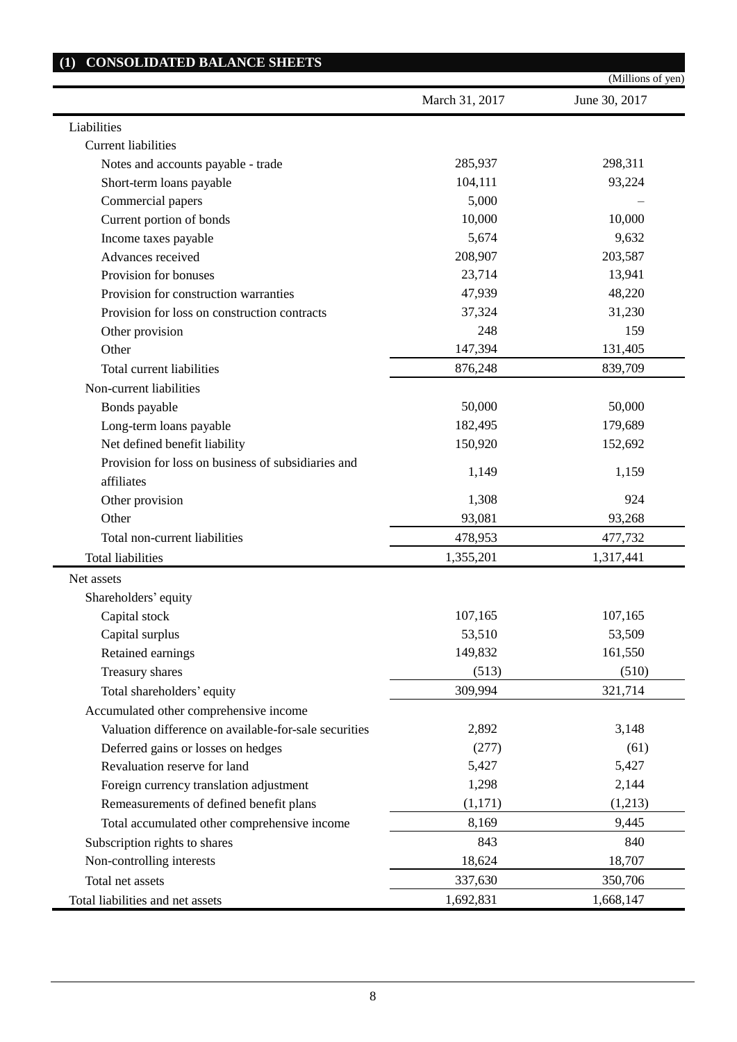## (1) CONSOLIDATED BALANCE SHEETS

(Millions of yen)

| | March 31, 2017 | June 30, 2017 |
|---|---|---|
| Liabilities | | |
| Current liabilities | | |
| Notes and accounts payable - trade | 285,937 | 298,311 |
| Short-term loans payable | 104,111 | 93,224 |
| Commercial papers | 5,000 | – |
| Current portion of bonds | 10,000 | 10,000 |
| Income taxes payable | 5,674 | 9,632 |
| Advances received | 208,907 | 203,587 |
| Provision for bonuses | 23,714 | 13,941 |
| Provision for construction warranties | 47,939 | 48,220 |
| Provision for loss on construction contracts | 37,324 | 31,230 |
| Other provision | 248 | 159 |
| Other | 147,394 | 131,405 |
| Total current liabilities | 876,248 | 839,709 |
| Non-current liabilities | | |
| Bonds payable | 50,000 | 50,000 |
| Long-term loans payable | 182,495 | 179,689 |
| Net defined benefit liability | 150,920 | 152,692 |
| Provision for loss on business of subsidiaries and affiliates | 1,149 | 1,159 |
| Other provision | 1,308 | 924 |
| Other | 93,081 | 93,268 |
| Total non-current liabilities | 478,953 | 477,732 |
| Total liabilities | 1,355,201 | 1,317,441 |
| Net assets | | |
| Shareholders' equity | | |
| Capital stock | 107,165 | 107,165 |
| Capital surplus | 53,510 | 53,509 |
| Retained earnings | 149,832 | 161,550 |
| Treasury shares | (513) | (510) |
| Total shareholders' equity | 309,994 | 321,714 |
| Accumulated other comprehensive income | | |
| Valuation difference on available-for-sale securities | 2,892 | 3,148 |
| Deferred gains or losses on hedges | (277) | (61) |
| Revaluation reserve for land | 5,427 | 5,427 |
| Foreign currency translation adjustment | 1,298 | 2,144 |
| Remeasurements of defined benefit plans | (1,171) | (1,213) |
| Total accumulated other comprehensive income | 8,169 | 9,445 |
| Subscription rights to shares | 843 | 840 |
| Non-controlling interests | 18,624 | 18,707 |
| Total net assets | 337,630 | 350,706 |
| Total liabilities and net assets | 1,692,831 | 1,668,147 |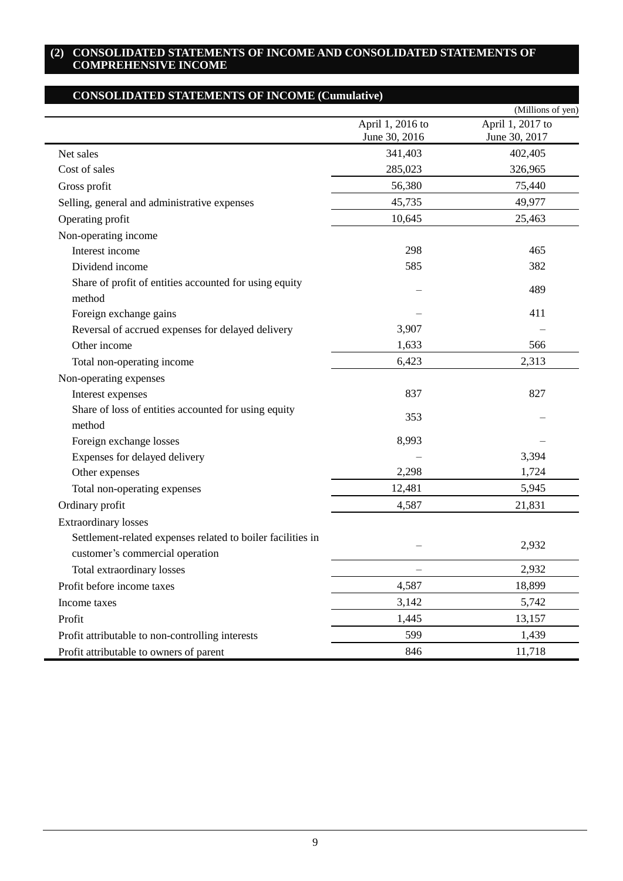## (2) CONSOLIDATED STATEMENTS OF INCOME AND CONSOLIDATED STATEMENTS OF COMPREHENSIVE INCOME

### CONSOLIDATED STATEMENTS OF INCOME (Cumulative)

(Millions of yen)

| | April 1, 2016 to June 30, 2016 | April 1, 2017 to June 30, 2017 |
|---|---|---|
| Net sales | 341,403 | 402,405 |
| Cost of sales | 285,023 | 326,965 |
| Gross profit | 56,380 | 75,440 |
| Selling, general and administrative expenses | 45,735 | 49,977 |
| Operating profit | 10,645 | 25,463 |
| Non-operating income | | |
| Interest income | 298 | 465 |
| Dividend income | 585 | 382 |
| Share of profit of entities accounted for using equity method | – | 489 |
| Foreign exchange gains | – | 411 |
| Reversal of accrued expenses for delayed delivery | 3,907 | – |
| Other income | 1,633 | 566 |
| Total non-operating income | 6,423 | 2,313 |
| Non-operating expenses | | |
| Interest expenses | 837 | 827 |
| Share of loss of entities accounted for using equity method | 353 | – |
| Foreign exchange losses | 8,993 | – |
| Expenses for delayed delivery | – | 3,394 |
| Other expenses | 2,298 | 1,724 |
| Total non-operating expenses | 12,481 | 5,945 |
| Ordinary profit | 4,587 | 21,831 |
| Extraordinary losses | | |
| Settlement-related expenses related to boiler facilities in customer's commercial operation | – | 2,932 |
| Total extraordinary losses | – | 2,932 |
| Profit before income taxes | 4,587 | 18,899 |
| Income taxes | 3,142 | 5,742 |
| Profit | 1,445 | 13,157 |
| Profit attributable to non-controlling interests | 599 | 1,439 |
| Profit attributable to owners of parent | 846 | 11,718 |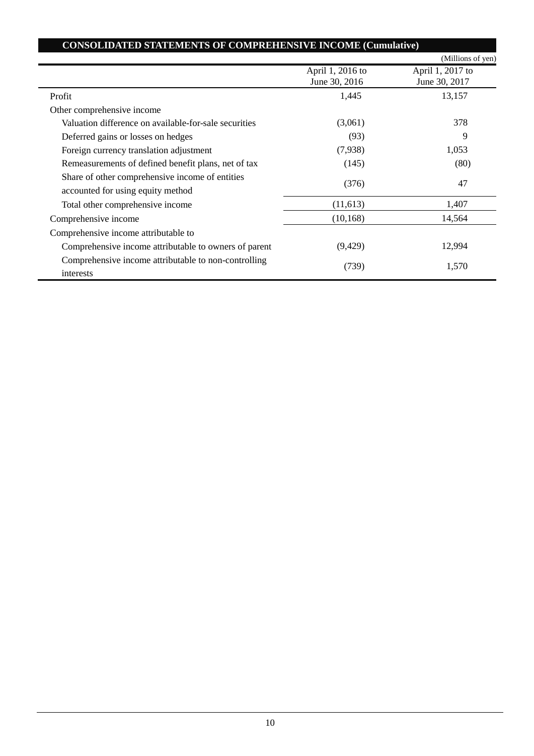## CONSOLIDATED STATEMENTS OF COMPREHENSIVE INCOME (Cumulative)

(Millions of yen)

| | April 1, 2016 to June 30, 2016 | April 1, 2017 to June 30, 2017 |
|---|---|---|
| Profit | 1,445 | 13,157 |
| Other comprehensive income | | |
| Valuation difference on available-for-sale securities | (3,061) | 378 |
| Deferred gains or losses on hedges | (93) | 9 |
| Foreign currency translation adjustment | (7,938) | 1,053 |
| Remeasurements of defined benefit plans, net of tax | (145) | (80) |
| Share of other comprehensive income of entities accounted for using equity method | (376) | 47 |
| Total other comprehensive income | (11,613) | 1,407 |
| Comprehensive income | (10,168) | 14,564 |
| Comprehensive income attributable to | | |
| Comprehensive income attributable to owners of parent | (9,429) | 12,994 |
| Comprehensive income attributable to non-controlling interests | (739) | 1,570 |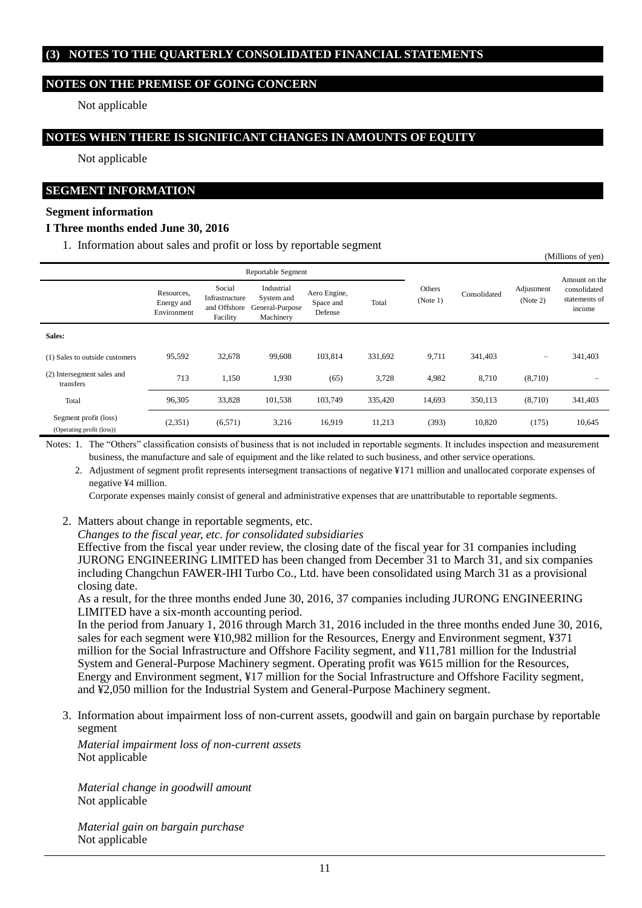## (3) NOTES TO THE QUARTERLY CONSOLIDATED FINANCIAL STATEMENTS

## NOTES ON THE PREMISE OF GOING CONCERN

Not applicable

## NOTES WHEN THERE IS SIGNIFICANT CHANGES IN AMOUNTS OF EQUITY

Not applicable

## SEGMENT INFORMATION

**Segment information**

**I Three months ended June 30, 2016**

1. Information about sales and profit or loss by reportable segment

(Millions of yen)

| | Reportable Segment | | | | | Others (Note 1) | Consolidated | Adjustment (Note 2) | Amount on the consolidated statements of income |
|---|---|---|---|---|---|---|---|---|---|
| | Resources, Energy and Environment | Social Infrastructure and Offshore Facility | Industrial System and General-Purpose Machinery | Aero Engine, Space and Defense | Total | | | | |
| **Sales:** | | | | | | | | | |
| (1) Sales to outside customers | 95,592 | 32,678 | 99,608 | 103,814 | 331,692 | 9,711 | 341,403 | – | 341,403 |
| (2) Intersegment sales and transfers | 713 | 1,150 | 1,930 | (65) | 3,728 | 4,982 | 8,710 | (8,710) | – |
| Total | 96,305 | 33,828 | 101,538 | 103,749 | 335,420 | 14,693 | 350,113 | (8,710) | 341,403 |
| Segment profit (loss) (Operating profit (loss)) | (2,351) | (6,571) | 3,216 | 16,919 | 11,213 | (393) | 10,820 | (175) | 10,645 |

Notes: 1. The "Others" classification consists of business that is not included in reportable segments. It includes inspection and measurement business, the manufacture and sale of equipment and the like related to such business, and other service operations.

2. Adjustment of segment profit represents intersegment transactions of negative ¥171 million and unallocated corporate expenses of negative ¥4 million.
Corporate expenses mainly consist of general and administrative expenses that are unattributable to reportable segments.

2. Matters about change in reportable segments, etc.

*Changes to the fiscal year, etc. for consolidated subsidiaries*

Effective from the fiscal year under review, the closing date of the fiscal year for 31 companies including JURONG ENGINEERING LIMITED has been changed from December 31 to March 31, and six companies including Changchun FAWER-IHI Turbo Co., Ltd. have been consolidated using March 31 as a provisional closing date.

As a result, for the three months ended June 30, 2016, 37 companies including JURONG ENGINEERING LIMITED have a six-month accounting period.

In the period from January 1, 2016 through March 31, 2016 included in the three months ended June 30, 2016, sales for each segment were ¥10,982 million for the Resources, Energy and Environment segment, ¥371 million for the Social Infrastructure and Offshore Facility segment, and ¥11,781 million for the Industrial System and General-Purpose Machinery segment. Operating profit was ¥615 million for the Resources, Energy and Environment segment, ¥17 million for the Social Infrastructure and Offshore Facility segment, and ¥2,050 million for the Industrial System and General-Purpose Machinery segment.

3. Information about impairment loss of non-current assets, goodwill and gain on bargain purchase by reportable segment

*Material impairment loss of non-current assets*
Not applicable

*Material change in goodwill amount*
Not applicable

*Material gain on bargain purchase*
Not applicable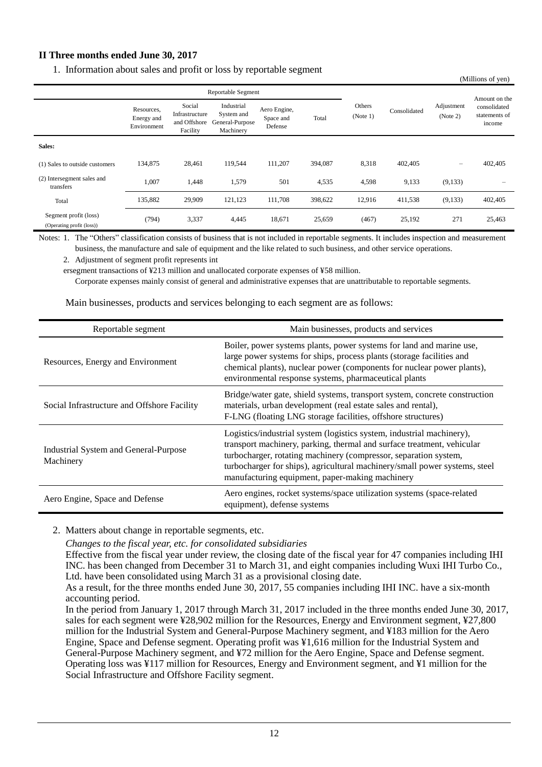## II Three months ended June 30, 2017

1. Information about sales and profit or loss by reportable segment

(Millions of yen)

| | Reportable Segment | | | | | Others (Note 1) | Consolidated | Adjustment (Note 2) | Amount on the consolidated statements of income |
|---|---|---|---|---|---|---|---|---|---|
| | Resources, Energy and Environment | Social Infrastructure and Offshore Facility | Industrial System and General-Purpose Machinery | Aero Engine, Space and Defense | Total | | | | |
| **Sales:** | | | | | | | | | |
| (1) Sales to outside customers | 134,875 | 28,461 | 119,544 | 111,207 | 394,087 | 8,318 | 402,405 | – | 402,405 |
| (2) Intersegment sales and transfers | 1,007 | 1,448 | 1,579 | 501 | 4,535 | 4,598 | 9,133 | (9,133) | – |
| Total | 135,882 | 29,909 | 121,123 | 111,708 | 398,622 | 12,916 | 411,538 | (9,133) | 402,405 |
| Segment profit (loss) (Operating profit (loss)) | (794) | 3,337 | 4,445 | 18,671 | 25,659 | (467) | 25,192 | 271 | 25,463 |

Notes: 1. The "Others" classification consists of business that is not included in reportable segments. It includes inspection and measurement business, the manufacture and sale of equipment and the like related to such business, and other service operations.

2. Adjustment of segment profit represents int
ersegment transactions of ¥213 million and unallocated corporate expenses of ¥58 million.
Corporate expenses mainly consist of general and administrative expenses that are unattributable to reportable segments.

Main businesses, products and services belonging to each segment are as follows:

| Reportable segment | Main businesses, products and services |
|---|---|
| Resources, Energy and Environment | Boiler, power systems plants, power systems for land and marine use, large power systems for ships, process plants (storage facilities and chemical plants), nuclear power (components for nuclear power plants), environmental response systems, pharmaceutical plants |
| Social Infrastructure and Offshore Facility | Bridge/water gate, shield systems, transport system, concrete construction materials, urban development (real estate sales and rental), F-LNG (floating LNG storage facilities, offshore structures) |
| Industrial System and General-Purpose Machinery | Logistics/industrial system (logistics system, industrial machinery), transport machinery, parking, thermal and surface treatment, vehicular turbocharger, rotating machinery (compressor, separation system, turbocharger for ships), agricultural machinery/small power systems, steel manufacturing equipment, paper-making machinery |
| Aero Engine, Space and Defense | Aero engines, rocket systems/space utilization systems (space-related equipment), defense systems |

2. Matters about change in reportable segments, etc.

*Changes to the fiscal year, etc. for consolidated subsidiaries*

Effective from the fiscal year under review, the closing date of the fiscal year for 47 companies including IHI INC. has been changed from December 31 to March 31, and eight companies including Wuxi IHI Turbo Co., Ltd. have been consolidated using March 31 as a provisional closing date.

As a result, for the three months ended June 30, 2017, 55 companies including IHI INC. have a six-month accounting period.

In the period from January 1, 2017 through March 31, 2017 included in the three months ended June 30, 2017, sales for each segment were ¥28,902 million for the Resources, Energy and Environment segment, ¥27,800 million for the Industrial System and General-Purpose Machinery segment, and ¥183 million for the Aero Engine, Space and Defense segment. Operating profit was ¥1,616 million for the Industrial System and General-Purpose Machinery segment, and ¥72 million for the Aero Engine, Space and Defense segment. Operating loss was ¥117 million for Resources, Energy and Environment segment, and ¥1 million for the Social Infrastructure and Offshore Facility segment.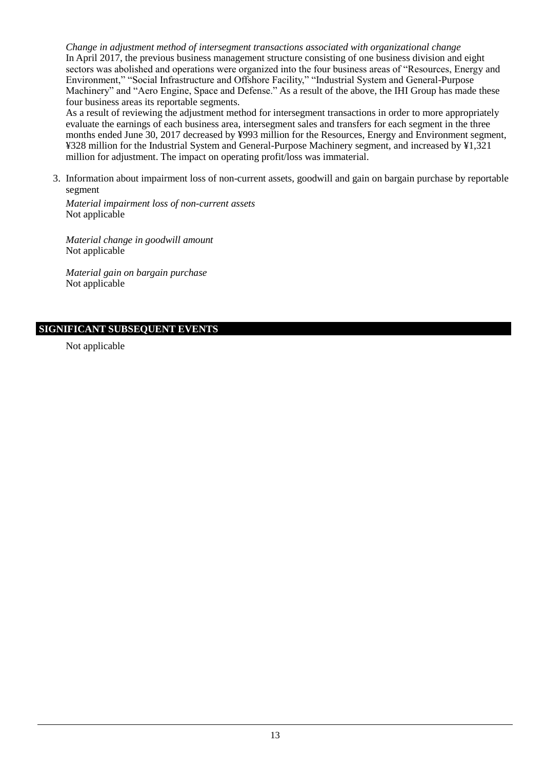*Change in adjustment method of intersegment transactions associated with organizational change*

In April 2017, the previous business management structure consisting of one business division and eight sectors was abolished and operations were organized into the four business areas of "Resources, Energy and Environment," "Social Infrastructure and Offshore Facility," "Industrial System and General-Purpose Machinery" and "Aero Engine, Space and Defense." As a result of the above, the IHI Group has made these four business areas its reportable segments.

As a result of reviewing the adjustment method for intersegment transactions in order to more appropriately evaluate the earnings of each business area, intersegment sales and transfers for each segment in the three months ended June 30, 2017 decreased by ¥993 million for the Resources, Energy and Environment segment, ¥328 million for the Industrial System and General-Purpose Machinery segment, and increased by ¥1,321 million for adjustment. The impact on operating profit/loss was immaterial.

3. Information about impairment loss of non-current assets, goodwill and gain on bargain purchase by reportable segment

*Material impairment loss of non-current assets*
Not applicable

*Material change in goodwill amount*
Not applicable

*Material gain on bargain purchase*
Not applicable

## SIGNIFICANT SUBSEQUENT EVENTS

Not applicable